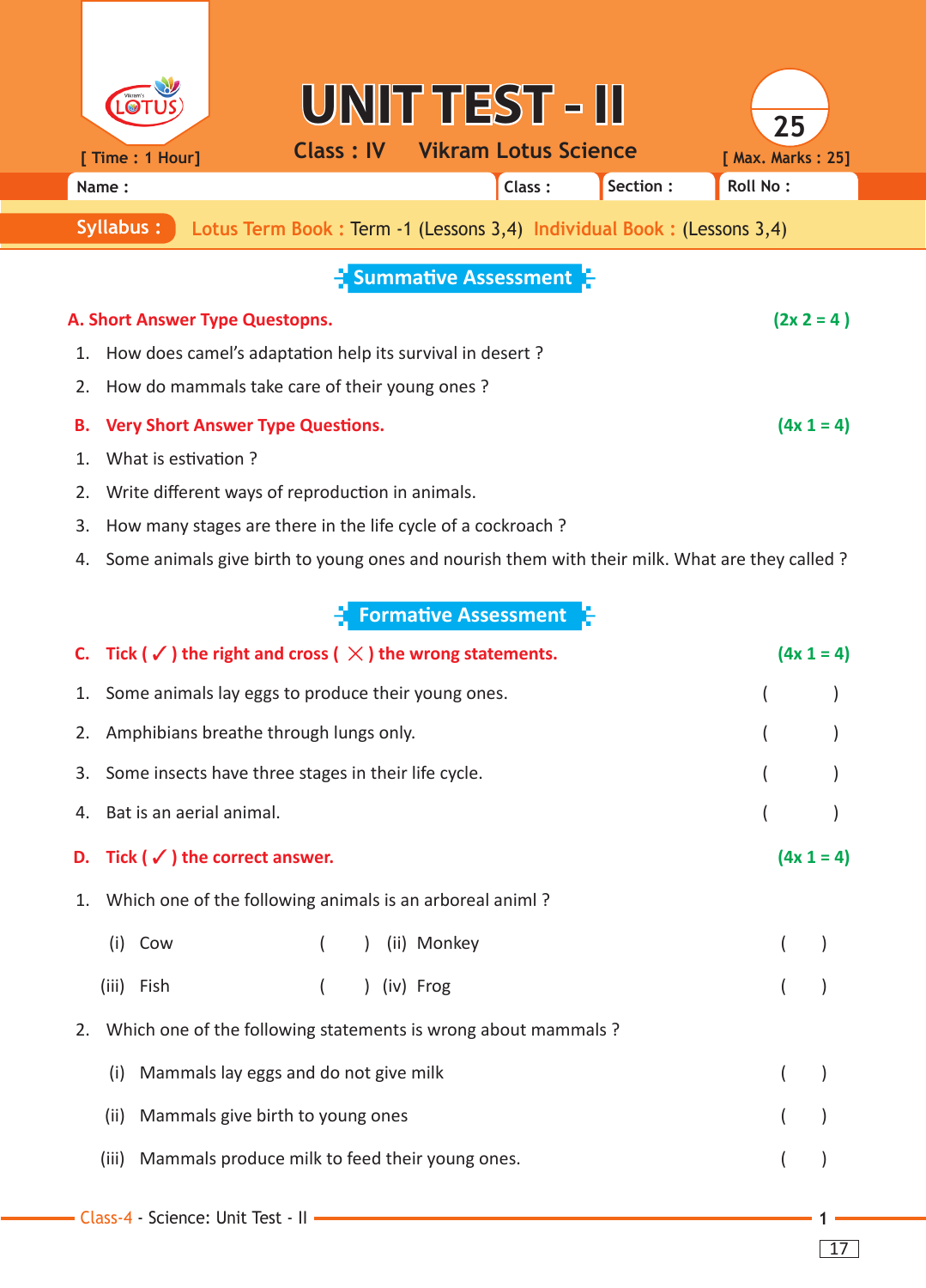# UNIT TEST - II

**Class : IV** **Vikram Lotus Science**

[ Time : 1 Hour] [ Max. Marks : 25]

| Name : | Class : | Section : | Roll No : |
|---|---|---|---|

**Syllabus :** Lotus Term Book : Term -1 (Lessons 3,4) Individual Book : (Lessons 3,4)

## Summative Assessment

**A. Short Answer Type Questopns.** **(2x 2 = 4 )**

1. How does camel's adaptation help its survival in desert ?
2. How do mammals take care of their young ones ?

**B. Very Short Answer Type Questions.** **(4x 1 = 4)**

1. What is estivation ?
2. Write different ways of reproduction in animals.
3. How many stages are there in the life cycle of a cockroach ?
4. Some animals give birth to young ones and nourish them with their milk. What are they called ?

## Formative Assessment

**C. Tick ( ✓ ) the right and cross ( ✕ ) the wrong statements.** **(4x 1 = 4)**

1. Some animals lay eggs to produce their young ones. (       )
2. Amphibians breathe through lungs only. (       )
3. Some insects have three stages in their life cycle. (       )
4. Bat is an aerial animal. (       )

**D. Tick ( ✓ ) the correct answer.** **(4x 1 = 4)**

1. Which one of the following animals is an arboreal animl ?

   (i) Cow (   ) (ii) Monkey (   )

   (iii) Fish (   ) (iv) Frog (   )

2. Which one of the following statements is wrong about mammals ?

   (i) Mammals lay eggs and do not give milk (   )

   (ii) Mammals give birth to young ones (   )

   (iii) Mammals produce milk to feed their young ones. (   )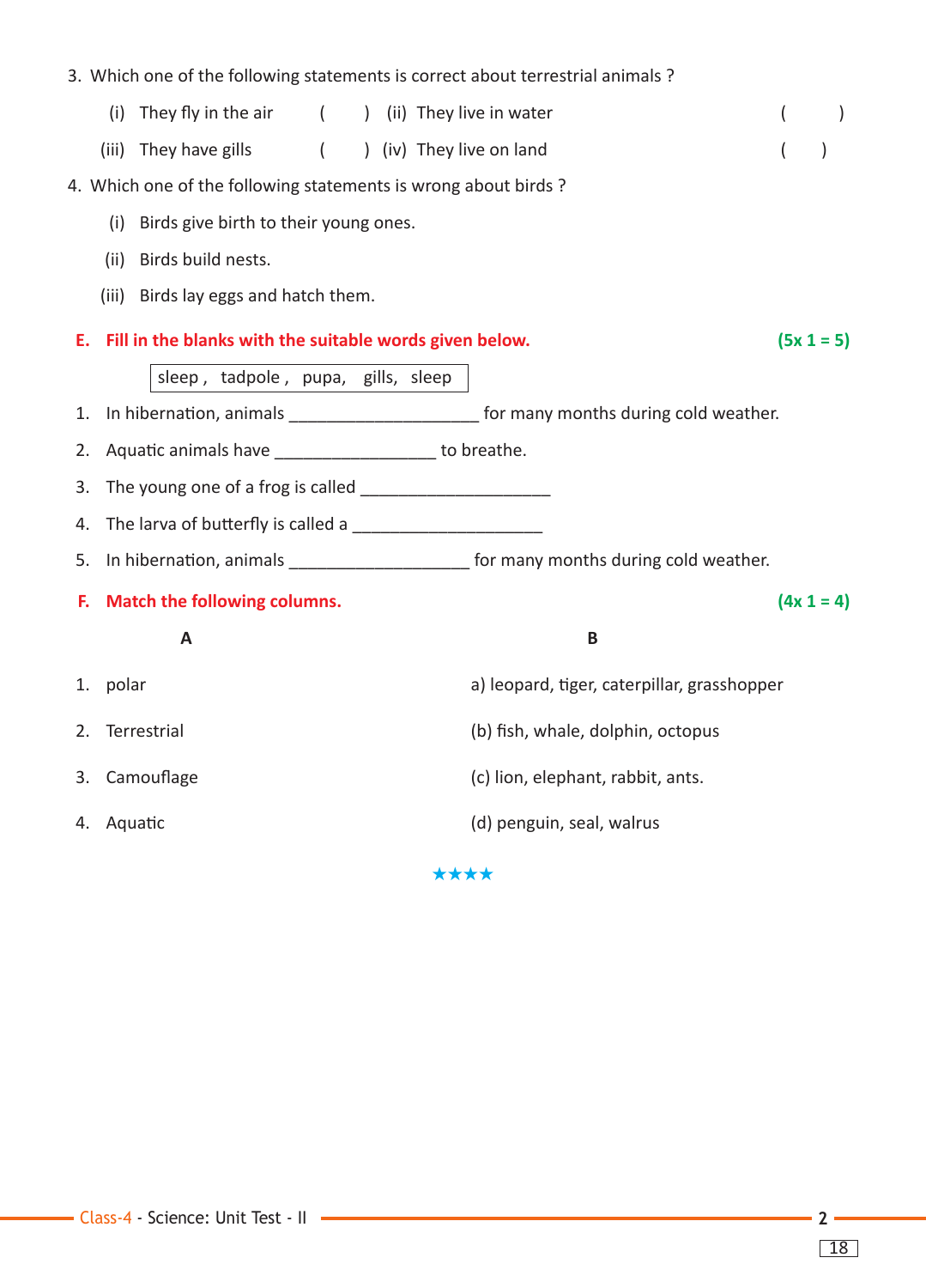3. Which one of the following statements is correct about terrestrial animals ?

(i) They fly in the air ( ) (ii) They live in water ( )

(iii) They have gills ( ) (iv) They live on land ( )

4. Which one of the following statements is wrong about birds ?

(i) Birds give birth to their young ones.

(ii) Birds build nests.

(iii) Birds lay eggs and hatch them.

**E. Fill in the blanks with the suitable words given below.** **(5x 1 = 5)**

| sleep , tadpole , pupa, gills, sleep |
|---|

1. In hibernation, animals ____________________ for many months during cold weather.
2. Aquatic animals have ________________ to breathe.
3. The young one of a frog is called ____________________
4. The larva of butterfly is called a ____________________
5. In hibernation, animals ___________________ for many months during cold weather.

**F. Match the following columns.** **(4x 1 = 4)**

| A | B |
|---|---|
| 1. polar | a) leopard, tiger, caterpillar, grasshopper |
| 2. Terrestrial | (b) fish, whale, dolphin, octopus |
| 3. Camouflage | (c) lion, elephant, rabbit, ants. |
| 4. Aquatic | (d) penguin, seal, walrus |

★★★★